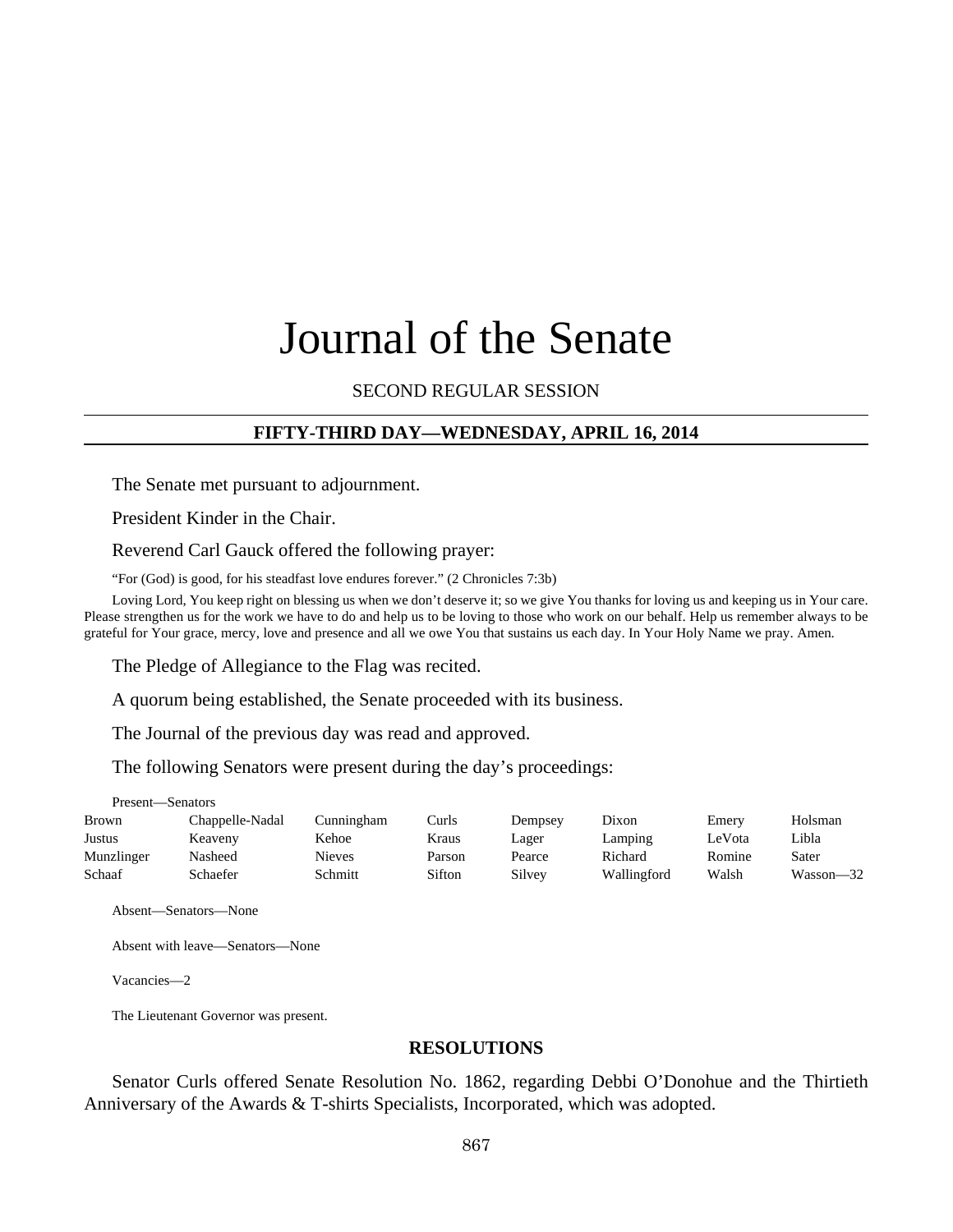# Journal of the Senate

SECOND REGULAR SESSION

## FIFTY-THIRD DAY—WEDNESDAY, APRIL 16, 2014

The Senate met pursuant to adjournment.

President Kinder in the Chair.

Reverend Carl Gauck offered the following prayer:

"For (God) is good, for his steadfast love endures forever." (2 Chronicles 7:3b)

Loving Lord, You keep right on blessing us when we don't deserve it; so we give You thanks for loving us and keeping us in Your care. Please strengthen us for the work we have to do and help us to be loving to those who work on our behalf. Help us remember always to be grateful for Your grace, mercy, love and presence and all we owe You that sustains us each day. In Your Holy Name we pray. Amen.

The Pledge of Allegiance to the Flag was recited.

A quorum being established, the Senate proceeded with its business.

The Journal of the previous day was read and approved.

The following Senators were present during the day's proceedings:

Present—Senators

| | | | | | | | |
|---|---|---|---|---|---|---|---|
| Brown | Chappelle-Nadal | Cunningham | Curls | Dempsey | Dixon | Emery | Holsman |
| Justus | Keaveny | Kehoe | Kraus | Lager | Lamping | LeVota | Libla |
| Munzlinger | Nasheed | Nieves | Parson | Pearce | Richard | Romine | Sater |
| Schaaf | Schaefer | Schmitt | Sifton | Silvey | Wallingford | Walsh | Wasson—32 |

Absent—Senators—None

Absent with leave—Senators—None

Vacancies—2

The Lieutenant Governor was present.

## RESOLUTIONS

Senator Curls offered Senate Resolution No. 1862, regarding Debbi O'Donohue and the Thirtieth Anniversary of the Awards & T-shirts Specialists, Incorporated, which was adopted.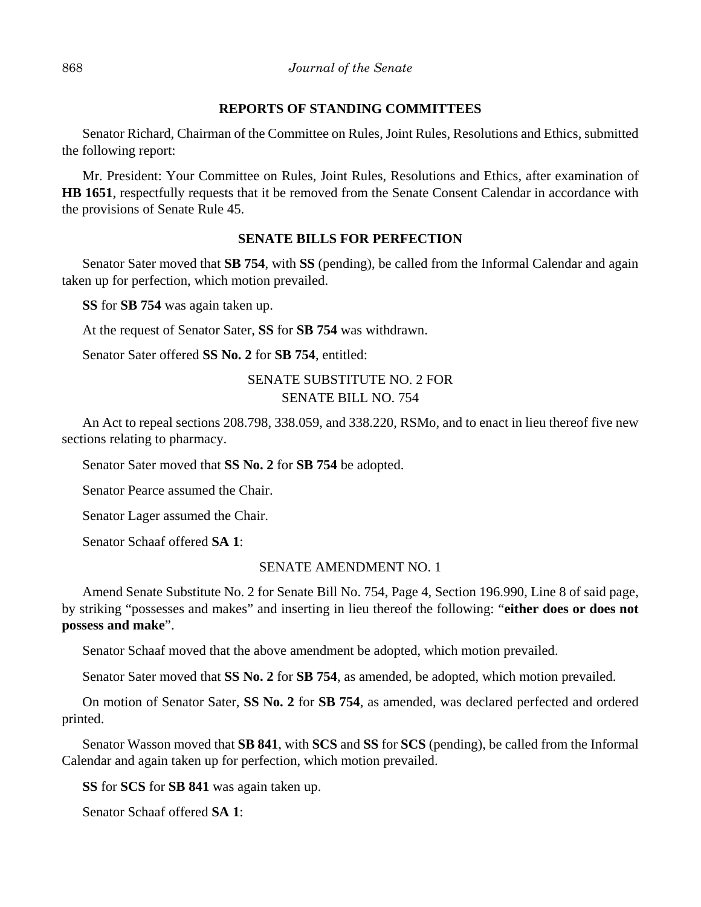## REPORTS OF STANDING COMMITTEES

Senator Richard, Chairman of the Committee on Rules, Joint Rules, Resolutions and Ethics, submitted the following report:

Mr. President: Your Committee on Rules, Joint Rules, Resolutions and Ethics, after examination of **HB 1651**, respectfully requests that it be removed from the Senate Consent Calendar in accordance with the provisions of Senate Rule 45.

## SENATE BILLS FOR PERFECTION

Senator Sater moved that **SB 754**, with **SS** (pending), be called from the Informal Calendar and again taken up for perfection, which motion prevailed.

**SS** for **SB 754** was again taken up.

At the request of Senator Sater, **SS** for **SB 754** was withdrawn.

Senator Sater offered **SS No. 2** for **SB 754**, entitled:

SENATE SUBSTITUTE NO. 2 FOR
SENATE BILL NO. 754

An Act to repeal sections 208.798, 338.059, and 338.220, RSMo, and to enact in lieu thereof five new sections relating to pharmacy.

Senator Sater moved that **SS No. 2** for **SB 754** be adopted.

Senator Pearce assumed the Chair.

Senator Lager assumed the Chair.

Senator Schaaf offered **SA 1**:

SENATE AMENDMENT NO. 1

Amend Senate Substitute No. 2 for Senate Bill No. 754, Page 4, Section 196.990, Line 8 of said page, by striking "possesses and makes" and inserting in lieu thereof the following: "**either does or does not possess and make**".

Senator Schaaf moved that the above amendment be adopted, which motion prevailed.

Senator Sater moved that **SS No. 2** for **SB 754**, as amended, be adopted, which motion prevailed.

On motion of Senator Sater, **SS No. 2** for **SB 754**, as amended, was declared perfected and ordered printed.

Senator Wasson moved that **SB 841**, with **SCS** and **SS** for **SCS** (pending), be called from the Informal Calendar and again taken up for perfection, which motion prevailed.

**SS** for **SCS** for **SB 841** was again taken up.

Senator Schaaf offered **SA 1**: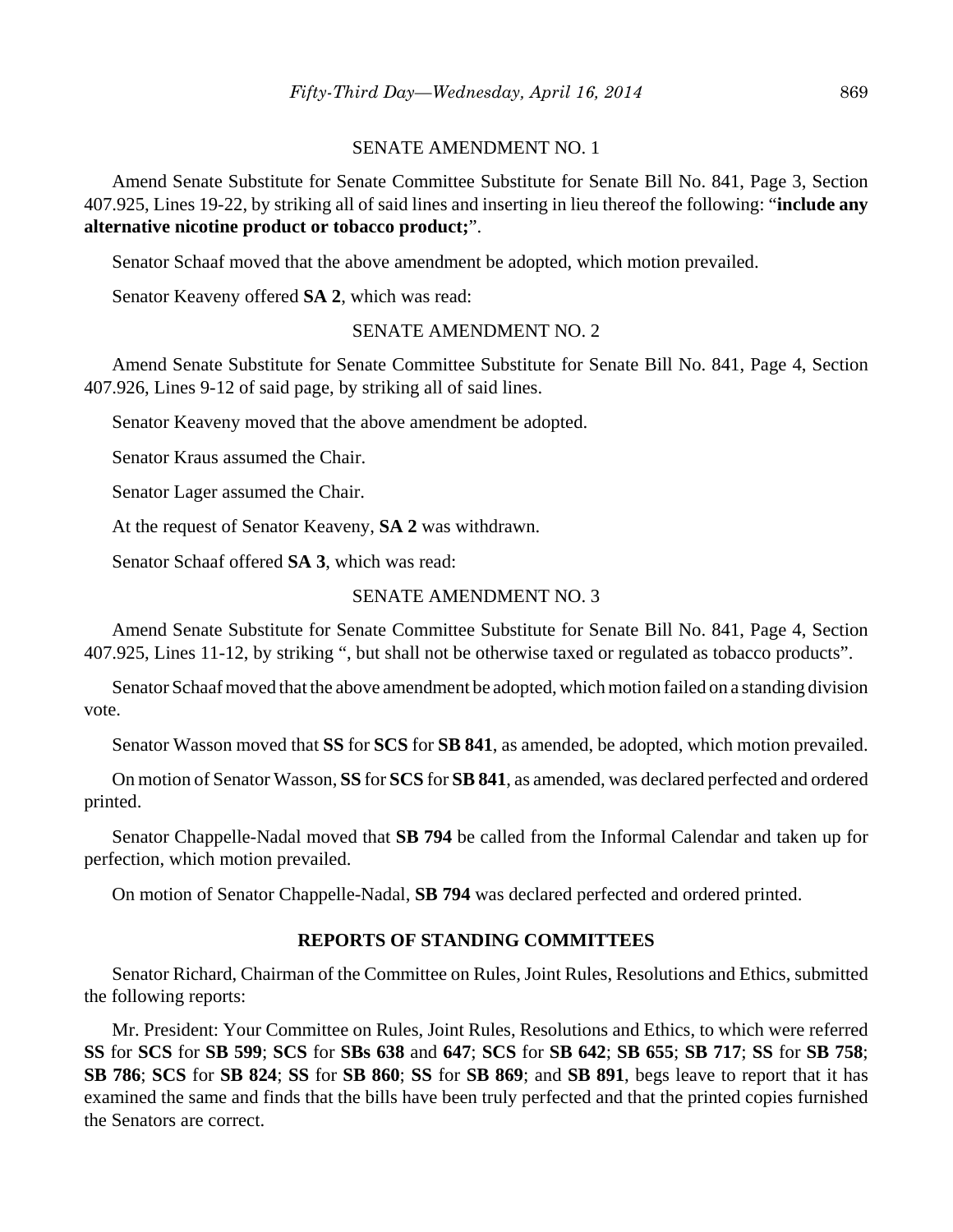SENATE AMENDMENT NO. 1

Amend Senate Substitute for Senate Committee Substitute for Senate Bill No. 841, Page 3, Section 407.925, Lines 19-22, by striking all of said lines and inserting in lieu thereof the following: "**include any alternative nicotine product or tobacco product;**".

Senator Schaaf moved that the above amendment be adopted, which motion prevailed.

Senator Keaveny offered **SA 2**, which was read:

SENATE AMENDMENT NO. 2

Amend Senate Substitute for Senate Committee Substitute for Senate Bill No. 841, Page 4, Section 407.926, Lines 9-12 of said page, by striking all of said lines.

Senator Keaveny moved that the above amendment be adopted.

Senator Kraus assumed the Chair.

Senator Lager assumed the Chair.

At the request of Senator Keaveny, **SA 2** was withdrawn.

Senator Schaaf offered **SA 3**, which was read:

SENATE AMENDMENT NO. 3

Amend Senate Substitute for Senate Committee Substitute for Senate Bill No. 841, Page 4, Section 407.925, Lines 11-12, by striking ", but shall not be otherwise taxed or regulated as tobacco products".

Senator Schaaf moved that the above amendment be adopted, which motion failed on a standing division vote.

Senator Wasson moved that **SS** for **SCS** for **SB 841**, as amended, be adopted, which motion prevailed.

On motion of Senator Wasson, **SS** for **SCS** for **SB 841**, as amended, was declared perfected and ordered printed.

Senator Chappelle-Nadal moved that **SB 794** be called from the Informal Calendar and taken up for perfection, which motion prevailed.

On motion of Senator Chappelle-Nadal, **SB 794** was declared perfected and ordered printed.

## REPORTS OF STANDING COMMITTEES

Senator Richard, Chairman of the Committee on Rules, Joint Rules, Resolutions and Ethics, submitted the following reports:

Mr. President: Your Committee on Rules, Joint Rules, Resolutions and Ethics, to which were referred **SS** for **SCS** for **SB 599**; **SCS** for **SBs 638** and **647**; **SCS** for **SB 642**; **SB 655**; **SB 717**; **SS** for **SB 758**; **SB 786**; **SCS** for **SB 824**; **SS** for **SB 860**; **SS** for **SB 869**; and **SB 891**, begs leave to report that it has examined the same and finds that the bills have been truly perfected and that the printed copies furnished the Senators are correct.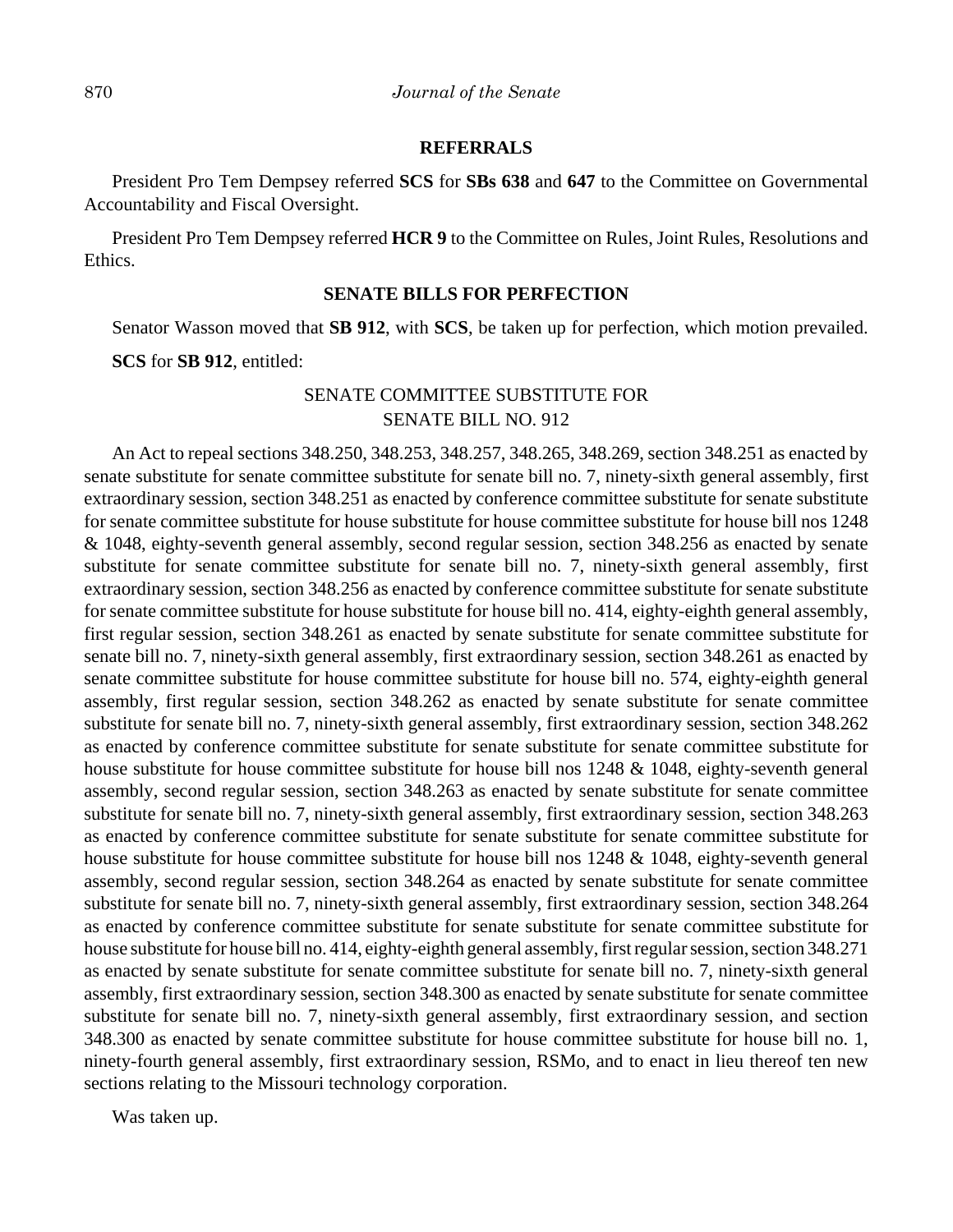## REFERRALS

President Pro Tem Dempsey referred **SCS** for **SBs 638** and **647** to the Committee on Governmental Accountability and Fiscal Oversight.

President Pro Tem Dempsey referred **HCR 9** to the Committee on Rules, Joint Rules, Resolutions and Ethics.

## SENATE BILLS FOR PERFECTION

Senator Wasson moved that **SB 912**, with **SCS**, be taken up for perfection, which motion prevailed.

**SCS** for **SB 912**, entitled:

SENATE COMMITTEE SUBSTITUTE FOR
SENATE BILL NO. 912

An Act to repeal sections 348.250, 348.253, 348.257, 348.265, 348.269, section 348.251 as enacted by senate substitute for senate committee substitute for senate bill no. 7, ninety-sixth general assembly, first extraordinary session, section 348.251 as enacted by conference committee substitute for senate substitute for senate committee substitute for house substitute for house committee substitute for house bill nos 1248 & 1048, eighty-seventh general assembly, second regular session, section 348.256 as enacted by senate substitute for senate committee substitute for senate bill no. 7, ninety-sixth general assembly, first extraordinary session, section 348.256 as enacted by conference committee substitute for senate substitute for senate committee substitute for house substitute for house bill no. 414, eighty-eighth general assembly, first regular session, section 348.261 as enacted by senate substitute for senate committee substitute for senate bill no. 7, ninety-sixth general assembly, first extraordinary session, section 348.261 as enacted by senate committee substitute for house committee substitute for house bill no. 574, eighty-eighth general assembly, first regular session, section 348.262 as enacted by senate substitute for senate committee substitute for senate bill no. 7, ninety-sixth general assembly, first extraordinary session, section 348.262 as enacted by conference committee substitute for senate substitute for senate committee substitute for house substitute for house committee substitute for house bill nos 1248 & 1048, eighty-seventh general assembly, second regular session, section 348.263 as enacted by senate substitute for senate committee substitute for senate bill no. 7, ninety-sixth general assembly, first extraordinary session, section 348.263 as enacted by conference committee substitute for senate substitute for senate committee substitute for house substitute for house committee substitute for house bill nos 1248 & 1048, eighty-seventh general assembly, second regular session, section 348.264 as enacted by senate substitute for senate committee substitute for senate bill no. 7, ninety-sixth general assembly, first extraordinary session, section 348.264 as enacted by conference committee substitute for senate substitute for senate committee substitute for house substitute for house bill no. 414, eighty-eighth general assembly, first regular session, section 348.271 as enacted by senate substitute for senate committee substitute for senate bill no. 7, ninety-sixth general assembly, first extraordinary session, section 348.300 as enacted by senate substitute for senate committee substitute for senate bill no. 7, ninety-sixth general assembly, first extraordinary session, and section 348.300 as enacted by senate committee substitute for house committee substitute for house bill no. 1, ninety-fourth general assembly, first extraordinary session, RSMo, and to enact in lieu thereof ten new sections relating to the Missouri technology corporation.

Was taken up.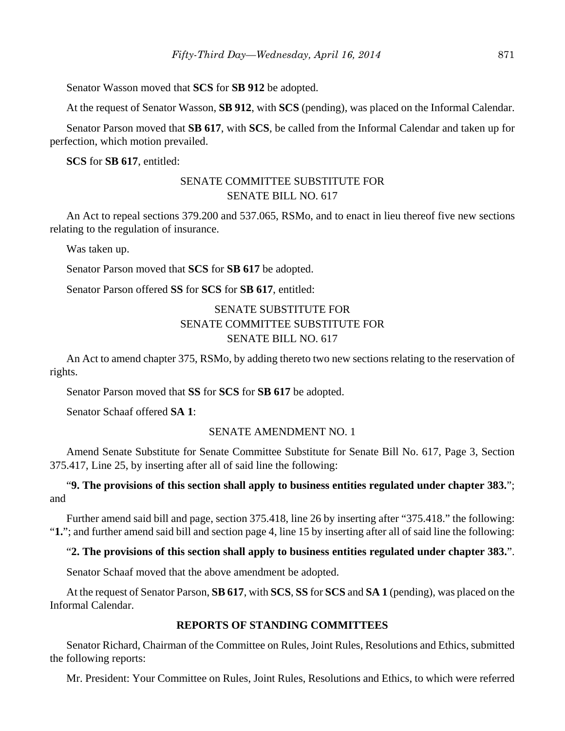Senator Wasson moved that **SCS** for **SB 912** be adopted.

At the request of Senator Wasson, **SB 912**, with **SCS** (pending), was placed on the Informal Calendar.

Senator Parson moved that **SB 617**, with **SCS**, be called from the Informal Calendar and taken up for perfection, which motion prevailed.

**SCS** for **SB 617**, entitled:

SENATE COMMITTEE SUBSTITUTE FOR
SENATE BILL NO. 617

An Act to repeal sections 379.200 and 537.065, RSMo, and to enact in lieu thereof five new sections relating to the regulation of insurance.

Was taken up.

Senator Parson moved that **SCS** for **SB 617** be adopted.

Senator Parson offered **SS** for **SCS** for **SB 617**, entitled:

SENATE SUBSTITUTE FOR
SENATE COMMITTEE SUBSTITUTE FOR
SENATE BILL NO. 617

An Act to amend chapter 375, RSMo, by adding thereto two new sections relating to the reservation of rights.

Senator Parson moved that **SS** for **SCS** for **SB 617** be adopted.

Senator Schaaf offered **SA 1**:

SENATE AMENDMENT NO. 1

Amend Senate Substitute for Senate Committee Substitute for Senate Bill No. 617, Page 3, Section 375.417, Line 25, by inserting after all of said line the following:

"**9. The provisions of this section shall apply to business entities regulated under chapter 383.**"; and

Further amend said bill and page, section 375.418, line 26 by inserting after "375.418." the following: "**1.**"; and further amend said bill and section page 4, line 15 by inserting after all of said line the following:

"**2. The provisions of this section shall apply to business entities regulated under chapter 383.**".

Senator Schaaf moved that the above amendment be adopted.

At the request of Senator Parson, **SB 617**, with **SCS**, **SS** for **SCS** and **SA 1** (pending), was placed on the Informal Calendar.

## REPORTS OF STANDING COMMITTEES

Senator Richard, Chairman of the Committee on Rules, Joint Rules, Resolutions and Ethics, submitted the following reports:

Mr. President: Your Committee on Rules, Joint Rules, Resolutions and Ethics, to which were referred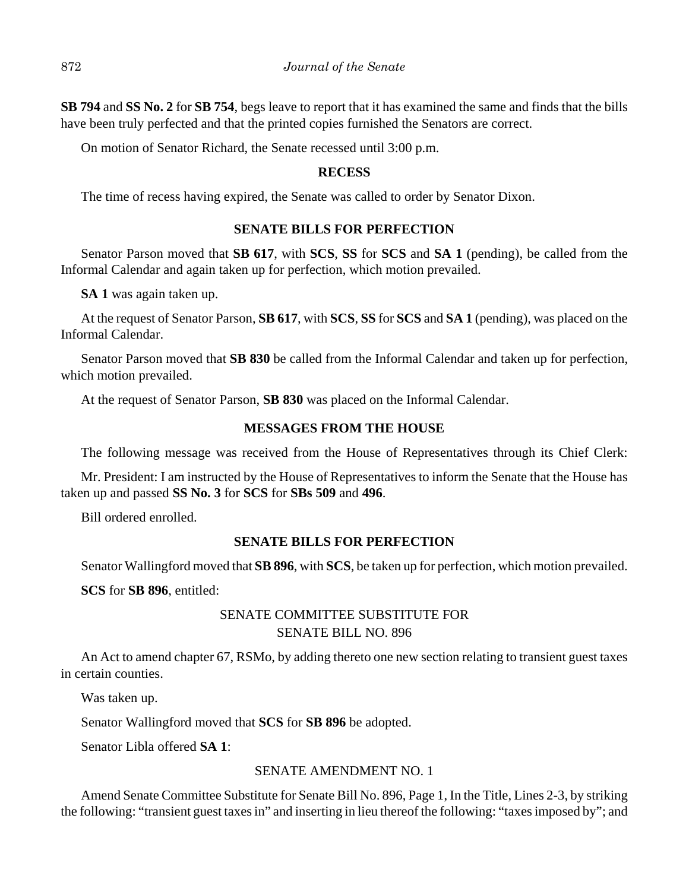**SB 794** and **SS No. 2** for **SB 754**, begs leave to report that it has examined the same and finds that the bills have been truly perfected and that the printed copies furnished the Senators are correct.

On motion of Senator Richard, the Senate recessed until 3:00 p.m.

## RECESS

The time of recess having expired, the Senate was called to order by Senator Dixon.

## SENATE BILLS FOR PERFECTION

Senator Parson moved that **SB 617**, with **SCS**, **SS** for **SCS** and **SA 1** (pending), be called from the Informal Calendar and again taken up for perfection, which motion prevailed.

**SA 1** was again taken up.

At the request of Senator Parson, **SB 617**, with **SCS**, **SS** for **SCS** and **SA 1** (pending), was placed on the Informal Calendar.

Senator Parson moved that **SB 830** be called from the Informal Calendar and taken up for perfection, which motion prevailed.

At the request of Senator Parson, **SB 830** was placed on the Informal Calendar.

## MESSAGES FROM THE HOUSE

The following message was received from the House of Representatives through its Chief Clerk:

Mr. President: I am instructed by the House of Representatives to inform the Senate that the House has taken up and passed **SS No. 3** for **SCS** for **SBs 509** and **496**.

Bill ordered enrolled.

## SENATE BILLS FOR PERFECTION

Senator Wallingford moved that **SB 896**, with **SCS**, be taken up for perfection, which motion prevailed.

**SCS** for **SB 896**, entitled:

SENATE COMMITTEE SUBSTITUTE FOR
SENATE BILL NO. 896

An Act to amend chapter 67, RSMo, by adding thereto one new section relating to transient guest taxes in certain counties.

Was taken up.

Senator Wallingford moved that **SCS** for **SB 896** be adopted.

Senator Libla offered **SA 1**:

SENATE AMENDMENT NO. 1

Amend Senate Committee Substitute for Senate Bill No. 896, Page 1, In the Title, Lines 2-3, by striking the following: "transient guest taxes in" and inserting in lieu thereof the following: "taxes imposed by"; and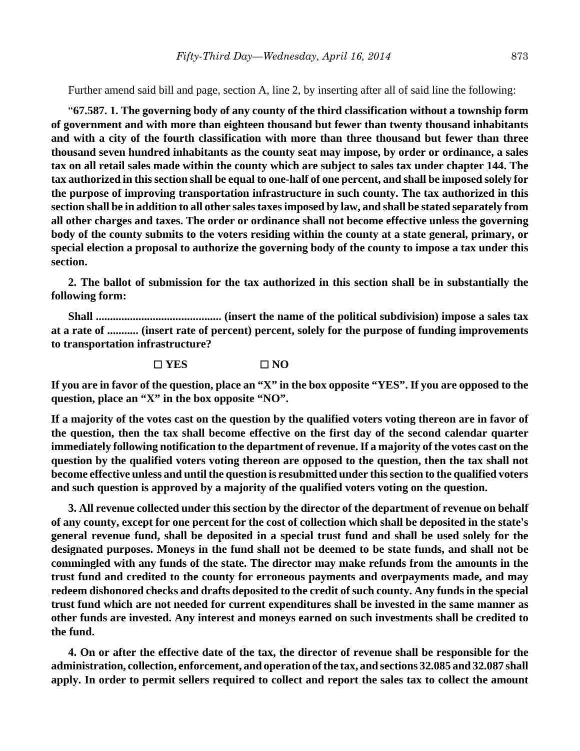Further amend said bill and page, section A, line 2, by inserting after all of said line the following:

"**67.587. 1. The governing body of any county of the third classification without a township form of government and with more than eighteen thousand but fewer than twenty thousand inhabitants and with a city of the fourth classification with more than three thousand but fewer than three thousand seven hundred inhabitants as the county seat may impose, by order or ordinance, a sales tax on all retail sales made within the county which are subject to sales tax under chapter 144. The tax authorized in this section shall be equal to one-half of one percent, and shall be imposed solely for the purpose of improving transportation infrastructure in such county. The tax authorized in this section shall be in addition to all other sales taxes imposed by law, and shall be stated separately from all other charges and taxes. The order or ordinance shall not become effective unless the governing body of the county submits to the voters residing within the county at a state general, primary, or special election a proposal to authorize the governing body of the county to impose a tax under this section.**

**2. The ballot of submission for the tax authorized in this section shall be in substantially the following form:**

**Shall ............................................ (insert the name of the political subdivision) impose a sales tax at a rate of ........... (insert rate of percent) percent, solely for the purpose of funding improvements to transportation infrastructure?**

**☐ YES ☐ NO**

**If you are in favor of the question, place an "X" in the box opposite "YES". If you are opposed to the question, place an "X" in the box opposite "NO".**

**If a majority of the votes cast on the question by the qualified voters voting thereon are in favor of the question, then the tax shall become effective on the first day of the second calendar quarter immediately following notification to the department of revenue. If a majority of the votes cast on the question by the qualified voters voting thereon are opposed to the question, then the tax shall not become effective unless and until the question is resubmitted under this section to the qualified voters and such question is approved by a majority of the qualified voters voting on the question.**

**3. All revenue collected under this section by the director of the department of revenue on behalf of any county, except for one percent for the cost of collection which shall be deposited in the state's general revenue fund, shall be deposited in a special trust fund and shall be used solely for the designated purposes. Moneys in the fund shall not be deemed to be state funds, and shall not be commingled with any funds of the state. The director may make refunds from the amounts in the trust fund and credited to the county for erroneous payments and overpayments made, and may redeem dishonored checks and drafts deposited to the credit of such county. Any funds in the special trust fund which are not needed for current expenditures shall be invested in the same manner as other funds are invested. Any interest and moneys earned on such investments shall be credited to the fund.**

**4. On or after the effective date of the tax, the director of revenue shall be responsible for the administration, collection, enforcement, and operation of the tax, and sections 32.085 and 32.087 shall apply. In order to permit sellers required to collect and report the sales tax to collect the amount**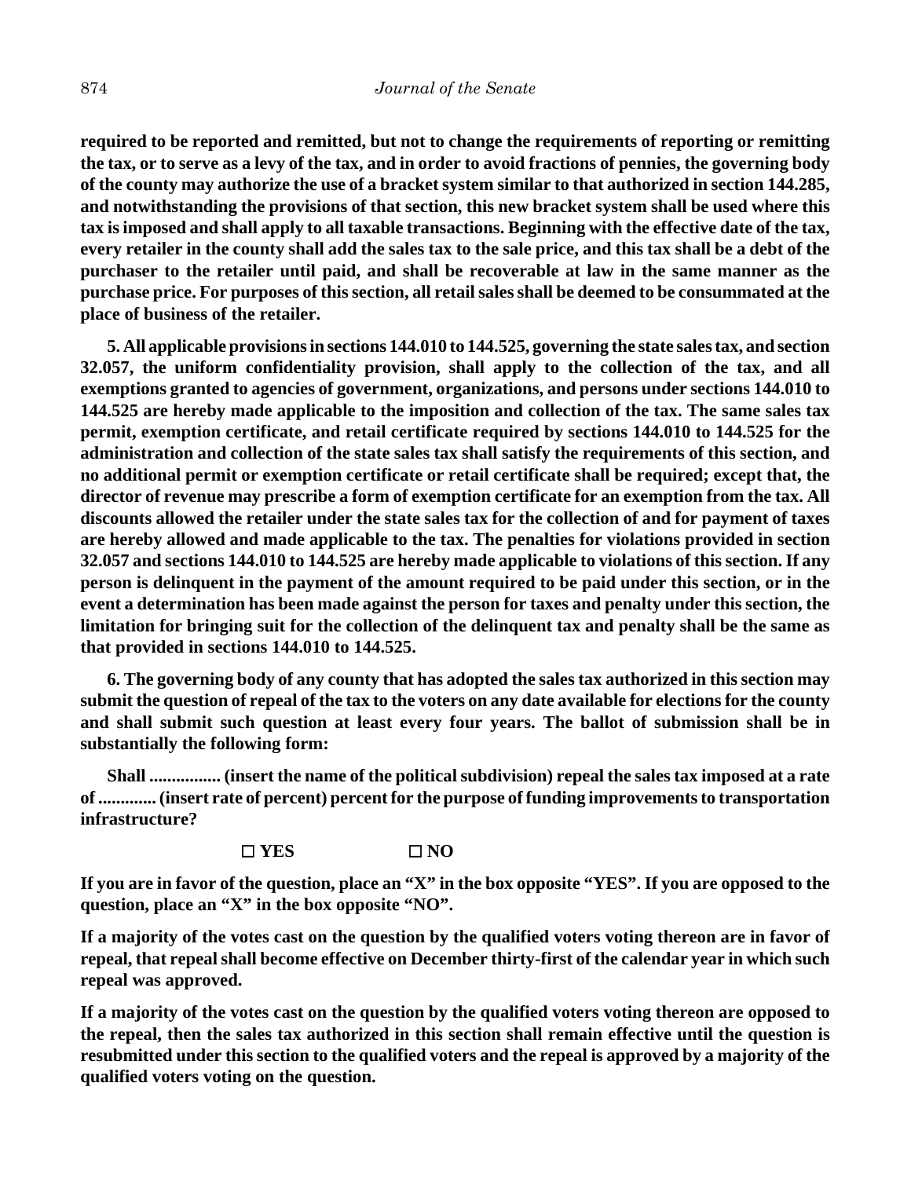**required to be reported and remitted, but not to change the requirements of reporting or remitting the tax, or to serve as a levy of the tax, and in order to avoid fractions of pennies, the governing body of the county may authorize the use of a bracket system similar to that authorized in section 144.285, and notwithstanding the provisions of that section, this new bracket system shall be used where this tax is imposed and shall apply to all taxable transactions. Beginning with the effective date of the tax, every retailer in the county shall add the sales tax to the sale price, and this tax shall be a debt of the purchaser to the retailer until paid, and shall be recoverable at law in the same manner as the purchase price. For purposes of this section, all retail sales shall be deemed to be consummated at the place of business of the retailer.**

**5. All applicable provisions in sections 144.010 to 144.525, governing the state sales tax, and section 32.057, the uniform confidentiality provision, shall apply to the collection of the tax, and all exemptions granted to agencies of government, organizations, and persons under sections 144.010 to 144.525 are hereby made applicable to the imposition and collection of the tax. The same sales tax permit, exemption certificate, and retail certificate required by sections 144.010 to 144.525 for the administration and collection of the state sales tax shall satisfy the requirements of this section, and no additional permit or exemption certificate or retail certificate shall be required; except that, the director of revenue may prescribe a form of exemption certificate for an exemption from the tax. All discounts allowed the retailer under the state sales tax for the collection of and for payment of taxes are hereby allowed and made applicable to the tax. The penalties for violations provided in section 32.057 and sections 144.010 to 144.525 are hereby made applicable to violations of this section. If any person is delinquent in the payment of the amount required to be paid under this section, or in the event a determination has been made against the person for taxes and penalty under this section, the limitation for bringing suit for the collection of the delinquent tax and penalty shall be the same as that provided in sections 144.010 to 144.525.**

**6. The governing body of any county that has adopted the sales tax authorized in this section may submit the question of repeal of the tax to the voters on any date available for elections for the county and shall submit such question at least every four years. The ballot of submission shall be in substantially the following form:**

**Shall ................ (insert the name of the political subdivision) repeal the sales tax imposed at a rate of ............. (insert rate of percent) percent for the purpose of funding improvements to transportation infrastructure?**

**☐ YES ☐ NO**

**If you are in favor of the question, place an "X" in the box opposite "YES". If you are opposed to the question, place an "X" in the box opposite "NO".**

**If a majority of the votes cast on the question by the qualified voters voting thereon are in favor of repeal, that repeal shall become effective on December thirty-first of the calendar year in which such repeal was approved.**

**If a majority of the votes cast on the question by the qualified voters voting thereon are opposed to the repeal, then the sales tax authorized in this section shall remain effective until the question is resubmitted under this section to the qualified voters and the repeal is approved by a majority of the qualified voters voting on the question.**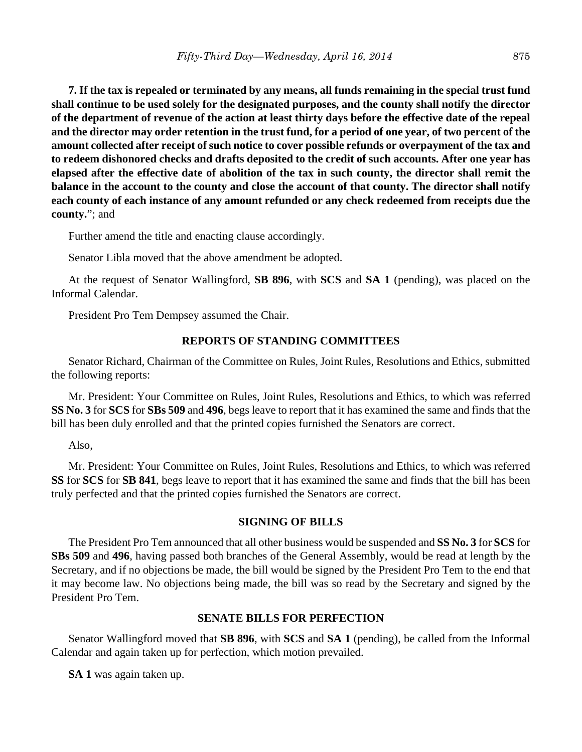**7. If the tax is repealed or terminated by any means, all funds remaining in the special trust fund shall continue to be used solely for the designated purposes, and the county shall notify the director of the department of revenue of the action at least thirty days before the effective date of the repeal and the director may order retention in the trust fund, for a period of one year, of two percent of the amount collected after receipt of such notice to cover possible refunds or overpayment of the tax and to redeem dishonored checks and drafts deposited to the credit of such accounts. After one year has elapsed after the effective date of abolition of the tax in such county, the director shall remit the balance in the account to the county and close the account of that county. The director shall notify each county of each instance of any amount refunded or any check redeemed from receipts due the county.**"; and

Further amend the title and enacting clause accordingly.

Senator Libla moved that the above amendment be adopted.

At the request of Senator Wallingford, **SB 896**, with **SCS** and **SA 1** (pending), was placed on the Informal Calendar.

President Pro Tem Dempsey assumed the Chair.

## REPORTS OF STANDING COMMITTEES

Senator Richard, Chairman of the Committee on Rules, Joint Rules, Resolutions and Ethics, submitted the following reports:

Mr. President: Your Committee on Rules, Joint Rules, Resolutions and Ethics, to which was referred **SS No. 3** for **SCS** for **SBs 509** and **496**, begs leave to report that it has examined the same and finds that the bill has been duly enrolled and that the printed copies furnished the Senators are correct.

Also,

Mr. President: Your Committee on Rules, Joint Rules, Resolutions and Ethics, to which was referred **SS** for **SCS** for **SB 841**, begs leave to report that it has examined the same and finds that the bill has been truly perfected and that the printed copies furnished the Senators are correct.

## SIGNING OF BILLS

The President Pro Tem announced that all other business would be suspended and **SS No. 3** for **SCS** for **SBs 509** and **496**, having passed both branches of the General Assembly, would be read at length by the Secretary, and if no objections be made, the bill would be signed by the President Pro Tem to the end that it may become law. No objections being made, the bill was so read by the Secretary and signed by the President Pro Tem.

## SENATE BILLS FOR PERFECTION

Senator Wallingford moved that **SB 896**, with **SCS** and **SA 1** (pending), be called from the Informal Calendar and again taken up for perfection, which motion prevailed.

**SA 1** was again taken up.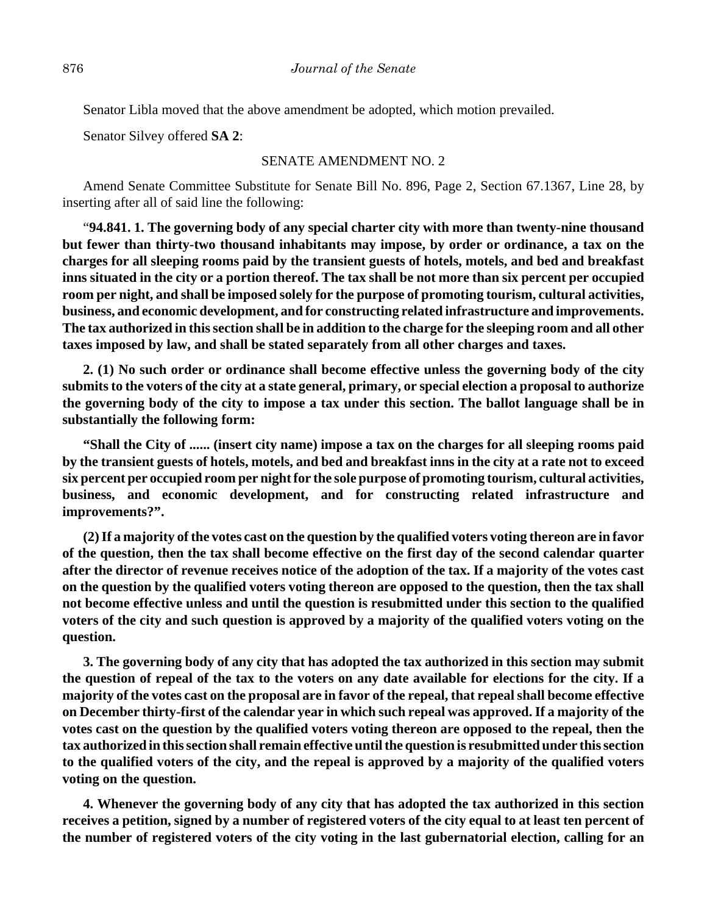Senator Libla moved that the above amendment be adopted, which motion prevailed.

Senator Silvey offered **SA 2**:

SENATE AMENDMENT NO. 2

Amend Senate Committee Substitute for Senate Bill No. 896, Page 2, Section 67.1367, Line 28, by inserting after all of said line the following:

"**94.841. 1. The governing body of any special charter city with more than twenty-nine thousand but fewer than thirty-two thousand inhabitants may impose, by order or ordinance, a tax on the charges for all sleeping rooms paid by the transient guests of hotels, motels, and bed and breakfast inns situated in the city or a portion thereof. The tax shall be not more than six percent per occupied room per night, and shall be imposed solely for the purpose of promoting tourism, cultural activities, business, and economic development, and for constructing related infrastructure and improvements. The tax authorized in this section shall be in addition to the charge for the sleeping room and all other taxes imposed by law, and shall be stated separately from all other charges and taxes.**

**2. (1) No such order or ordinance shall become effective unless the governing body of the city submits to the voters of the city at a state general, primary, or special election a proposal to authorize the governing body of the city to impose a tax under this section. The ballot language shall be in substantially the following form:**

**"Shall the City of ...... (insert city name) impose a tax on the charges for all sleeping rooms paid by the transient guests of hotels, motels, and bed and breakfast inns in the city at a rate not to exceed six percent per occupied room per night for the sole purpose of promoting tourism, cultural activities, business, and economic development, and for constructing related infrastructure and improvements?".**

**(2) If a majority of the votes cast on the question by the qualified voters voting thereon are in favor of the question, then the tax shall become effective on the first day of the second calendar quarter after the director of revenue receives notice of the adoption of the tax. If a majority of the votes cast on the question by the qualified voters voting thereon are opposed to the question, then the tax shall not become effective unless and until the question is resubmitted under this section to the qualified voters of the city and such question is approved by a majority of the qualified voters voting on the question.**

**3. The governing body of any city that has adopted the tax authorized in this section may submit the question of repeal of the tax to the voters on any date available for elections for the city. If a majority of the votes cast on the proposal are in favor of the repeal, that repeal shall become effective on December thirty-first of the calendar year in which such repeal was approved. If a majority of the votes cast on the question by the qualified voters voting thereon are opposed to the repeal, then the tax authorized in this section shall remain effective until the question is resubmitted under this section to the qualified voters of the city, and the repeal is approved by a majority of the qualified voters voting on the question.**

**4. Whenever the governing body of any city that has adopted the tax authorized in this section receives a petition, signed by a number of registered voters of the city equal to at least ten percent of the number of registered voters of the city voting in the last gubernatorial election, calling for an**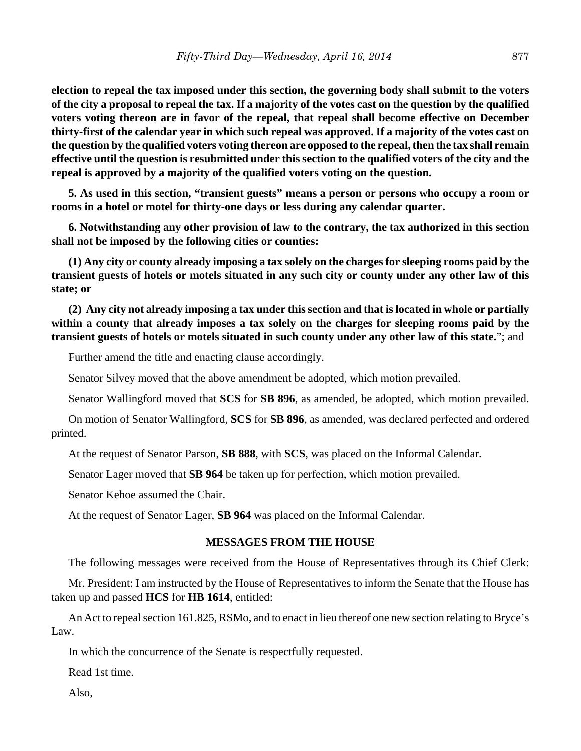**election to repeal the tax imposed under this section, the governing body shall submit to the voters of the city a proposal to repeal the tax. If a majority of the votes cast on the question by the qualified voters voting thereon are in favor of the repeal, that repeal shall become effective on December thirty-first of the calendar year in which such repeal was approved. If a majority of the votes cast on the question by the qualified voters voting thereon are opposed to the repeal, then the tax shall remain effective until the question is resubmitted under this section to the qualified voters of the city and the repeal is approved by a majority of the qualified voters voting on the question.**

**5. As used in this section, "transient guests" means a person or persons who occupy a room or rooms in a hotel or motel for thirty-one days or less during any calendar quarter.**

**6. Notwithstanding any other provision of law to the contrary, the tax authorized in this section shall not be imposed by the following cities or counties:**

**(1) Any city or county already imposing a tax solely on the charges for sleeping rooms paid by the transient guests of hotels or motels situated in any such city or county under any other law of this state; or**

**(2) Any city not already imposing a tax under this section and that is located in whole or partially within a county that already imposes a tax solely on the charges for sleeping rooms paid by the transient guests of hotels or motels situated in such county under any other law of this state.**"; and

Further amend the title and enacting clause accordingly.

Senator Silvey moved that the above amendment be adopted, which motion prevailed.

Senator Wallingford moved that **SCS** for **SB 896**, as amended, be adopted, which motion prevailed.

On motion of Senator Wallingford, **SCS** for **SB 896**, as amended, was declared perfected and ordered printed.

At the request of Senator Parson, **SB 888**, with **SCS**, was placed on the Informal Calendar.

Senator Lager moved that **SB 964** be taken up for perfection, which motion prevailed.

Senator Kehoe assumed the Chair.

At the request of Senator Lager, **SB 964** was placed on the Informal Calendar.

## MESSAGES FROM THE HOUSE

The following messages were received from the House of Representatives through its Chief Clerk:

Mr. President: I am instructed by the House of Representatives to inform the Senate that the House has taken up and passed **HCS** for **HB 1614**, entitled:

An Act to repeal section 161.825, RSMo, and to enact in lieu thereof one new section relating to Bryce's Law.

In which the concurrence of the Senate is respectfully requested.

Read 1st time.

Also,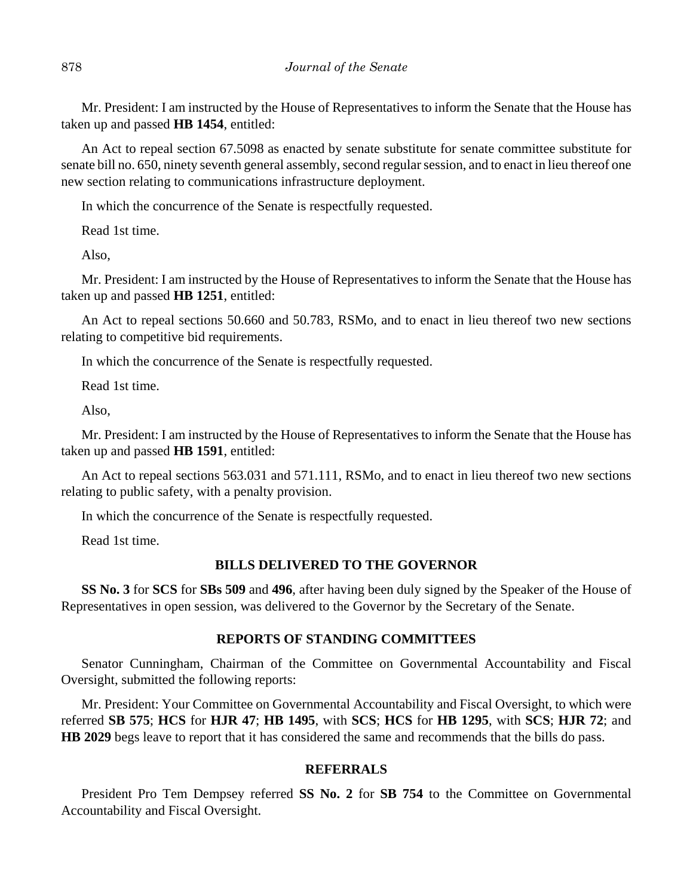Mr. President: I am instructed by the House of Representatives to inform the Senate that the House has taken up and passed **HB 1454**, entitled:

An Act to repeal section 67.5098 as enacted by senate substitute for senate committee substitute for senate bill no. 650, ninety seventh general assembly, second regular session, and to enact in lieu thereof one new section relating to communications infrastructure deployment.

In which the concurrence of the Senate is respectfully requested.

Read 1st time.

Also,

Mr. President: I am instructed by the House of Representatives to inform the Senate that the House has taken up and passed **HB 1251**, entitled:

An Act to repeal sections 50.660 and 50.783, RSMo, and to enact in lieu thereof two new sections relating to competitive bid requirements.

In which the concurrence of the Senate is respectfully requested.

Read 1st time.

Also,

Mr. President: I am instructed by the House of Representatives to inform the Senate that the House has taken up and passed **HB 1591**, entitled:

An Act to repeal sections 563.031 and 571.111, RSMo, and to enact in lieu thereof two new sections relating to public safety, with a penalty provision.

In which the concurrence of the Senate is respectfully requested.

Read 1st time.

## BILLS DELIVERED TO THE GOVERNOR

**SS No. 3** for **SCS** for **SBs 509** and **496**, after having been duly signed by the Speaker of the House of Representatives in open session, was delivered to the Governor by the Secretary of the Senate.

## REPORTS OF STANDING COMMITTEES

Senator Cunningham, Chairman of the Committee on Governmental Accountability and Fiscal Oversight, submitted the following reports:

Mr. President: Your Committee on Governmental Accountability and Fiscal Oversight, to which were referred **SB 575**; **HCS** for **HJR 47**; **HB 1495**, with **SCS**; **HCS** for **HB 1295**, with **SCS**; **HJR 72**; and **HB 2029** begs leave to report that it has considered the same and recommends that the bills do pass.

## REFERRALS

President Pro Tem Dempsey referred **SS No. 2** for **SB 754** to the Committee on Governmental Accountability and Fiscal Oversight.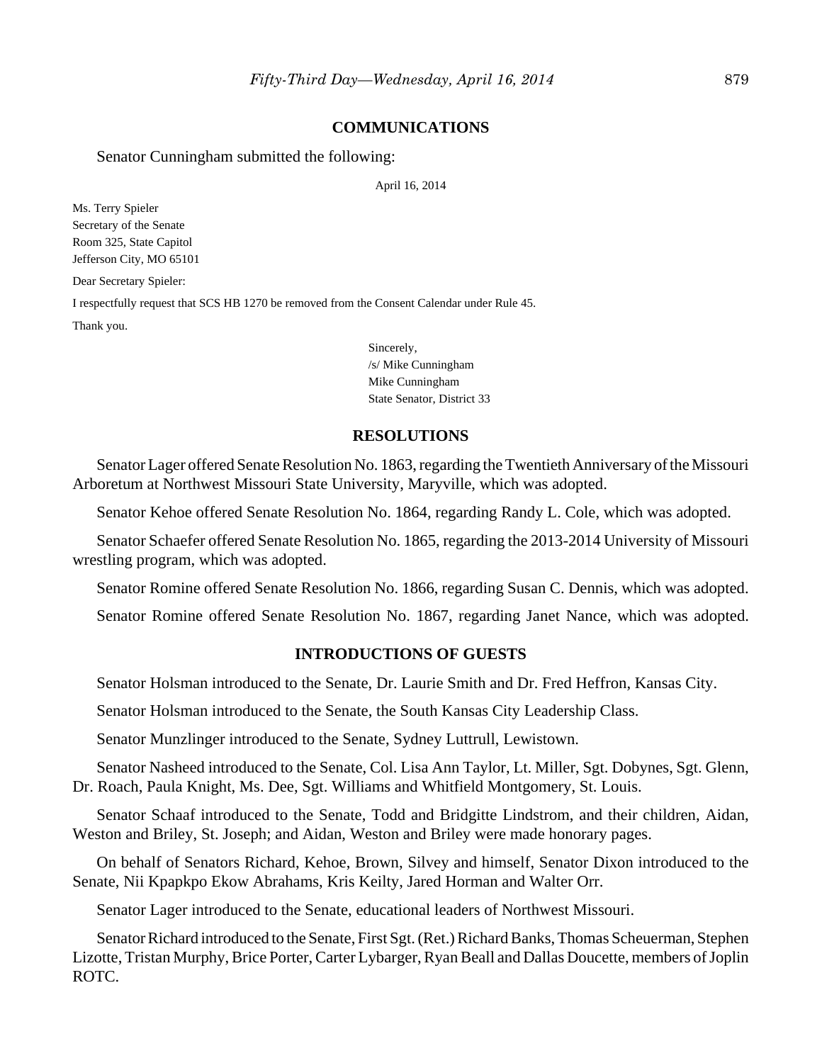## COMMUNICATIONS

Senator Cunningham submitted the following:

April 16, 2014

Ms. Terry Spieler
Secretary of the Senate
Room 325, State Capitol
Jefferson City, MO 65101

Dear Secretary Spieler:

I respectfully request that SCS HB 1270 be removed from the Consent Calendar under Rule 45.

Thank you.

Sincerely,
/s/ Mike Cunningham
Mike Cunningham
State Senator, District 33

## RESOLUTIONS

Senator Lager offered Senate Resolution No. 1863, regarding the Twentieth Anniversary of the Missouri Arboretum at Northwest Missouri State University, Maryville, which was adopted.

Senator Kehoe offered Senate Resolution No. 1864, regarding Randy L. Cole, which was adopted.

Senator Schaefer offered Senate Resolution No. 1865, regarding the 2013-2014 University of Missouri wrestling program, which was adopted.

Senator Romine offered Senate Resolution No. 1866, regarding Susan C. Dennis, which was adopted.

Senator Romine offered Senate Resolution No. 1867, regarding Janet Nance, which was adopted.

## INTRODUCTIONS OF GUESTS

Senator Holsman introduced to the Senate, Dr. Laurie Smith and Dr. Fred Heffron, Kansas City.

Senator Holsman introduced to the Senate, the South Kansas City Leadership Class.

Senator Munzlinger introduced to the Senate, Sydney Luttrull, Lewistown.

Senator Nasheed introduced to the Senate, Col. Lisa Ann Taylor, Lt. Miller, Sgt. Dobynes, Sgt. Glenn, Dr. Roach, Paula Knight, Ms. Dee, Sgt. Williams and Whitfield Montgomery, St. Louis.

Senator Schaaf introduced to the Senate, Todd and Bridgitte Lindstrom, and their children, Aidan, Weston and Briley, St. Joseph; and Aidan, Weston and Briley were made honorary pages.

On behalf of Senators Richard, Kehoe, Brown, Silvey and himself, Senator Dixon introduced to the Senate, Nii Kpapkpo Ekow Abrahams, Kris Keilty, Jared Horman and Walter Orr.

Senator Lager introduced to the Senate, educational leaders of Northwest Missouri.

Senator Richard introduced to the Senate, First Sgt. (Ret.) Richard Banks, Thomas Scheuerman, Stephen Lizotte, Tristan Murphy, Brice Porter, Carter Lybarger, Ryan Beall and Dallas Doucette, members of Joplin ROTC.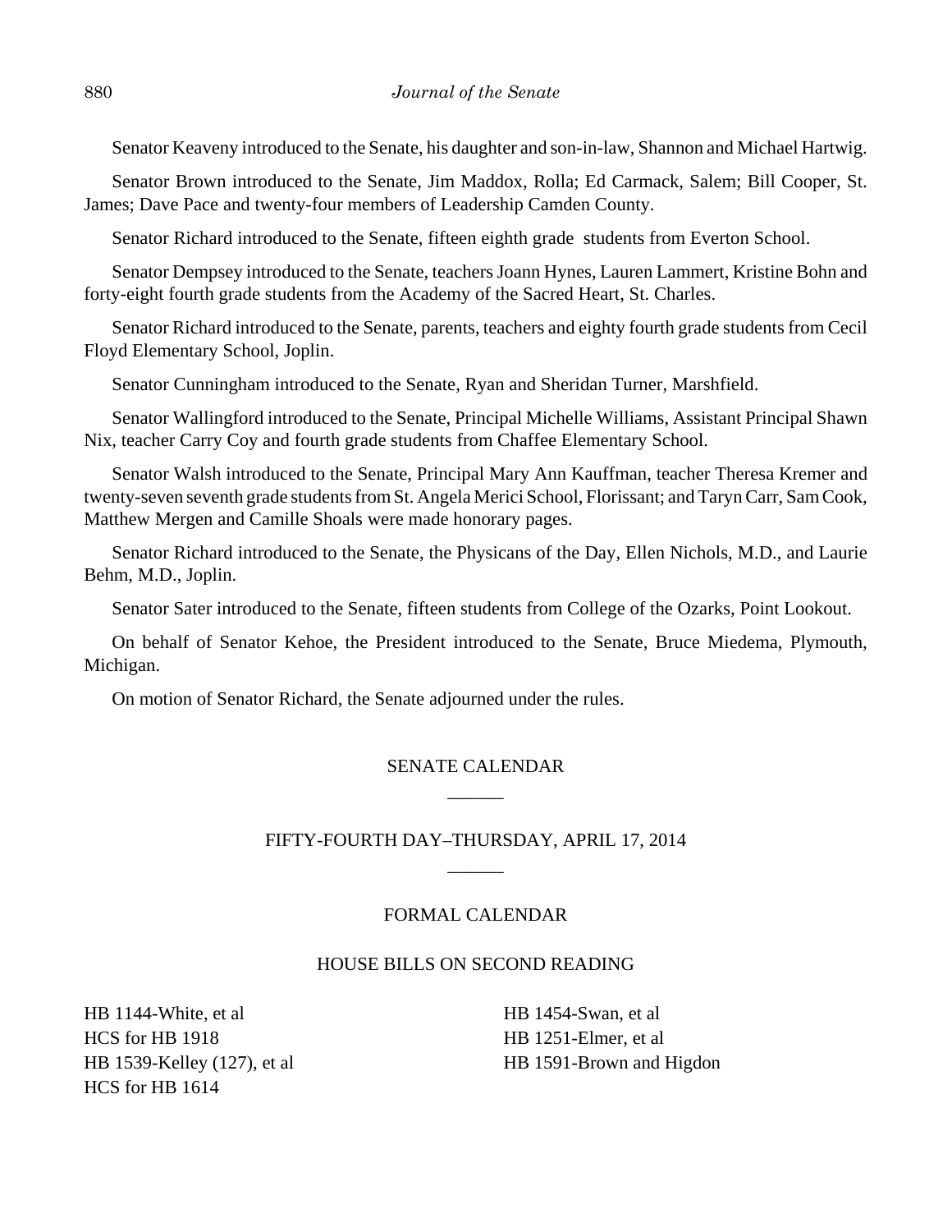Senator Keaveny introduced to the Senate, his daughter and son-in-law, Shannon and Michael Hartwig.

Senator Brown introduced to the Senate, Jim Maddox, Rolla; Ed Carmack, Salem; Bill Cooper, St. James; Dave Pace and twenty-four members of Leadership Camden County.

Senator Richard introduced to the Senate, fifteen eighth grade students from Everton School.

Senator Dempsey introduced to the Senate, teachers Joann Hynes, Lauren Lammert, Kristine Bohn and forty-eight fourth grade students from the Academy of the Sacred Heart, St. Charles.

Senator Richard introduced to the Senate, parents, teachers and eighty fourth grade students from Cecil Floyd Elementary School, Joplin.

Senator Cunningham introduced to the Senate, Ryan and Sheridan Turner, Marshfield.

Senator Wallingford introduced to the Senate, Principal Michelle Williams, Assistant Principal Shawn Nix, teacher Carry Coy and fourth grade students from Chaffee Elementary School.

Senator Walsh introduced to the Senate, Principal Mary Ann Kauffman, teacher Theresa Kremer and twenty-seven seventh grade students from St. Angela Merici School, Florissant; and Taryn Carr, Sam Cook, Matthew Mergen and Camille Shoals were made honorary pages.

Senator Richard introduced to the Senate, the Physicans of the Day, Ellen Nichols, M.D., and Laurie Behm, M.D., Joplin.

Senator Sater introduced to the Senate, fifteen students from College of the Ozarks, Point Lookout.

On behalf of Senator Kehoe, the President introduced to the Senate, Bruce Miedema, Plymouth, Michigan.

On motion of Senator Richard, the Senate adjourned under the rules.

## SENATE CALENDAR

______

## FIFTY-FOURTH DAY–THURSDAY, APRIL 17, 2014

______

### FORMAL CALENDAR

### HOUSE BILLS ON SECOND READING

HB 1144-White, et al
HCS for HB 1918
HB 1539-Kelley (127), et al
HCS for HB 1614
HB 1454-Swan, et al
HB 1251-Elmer, et al
HB 1591-Brown and Higdon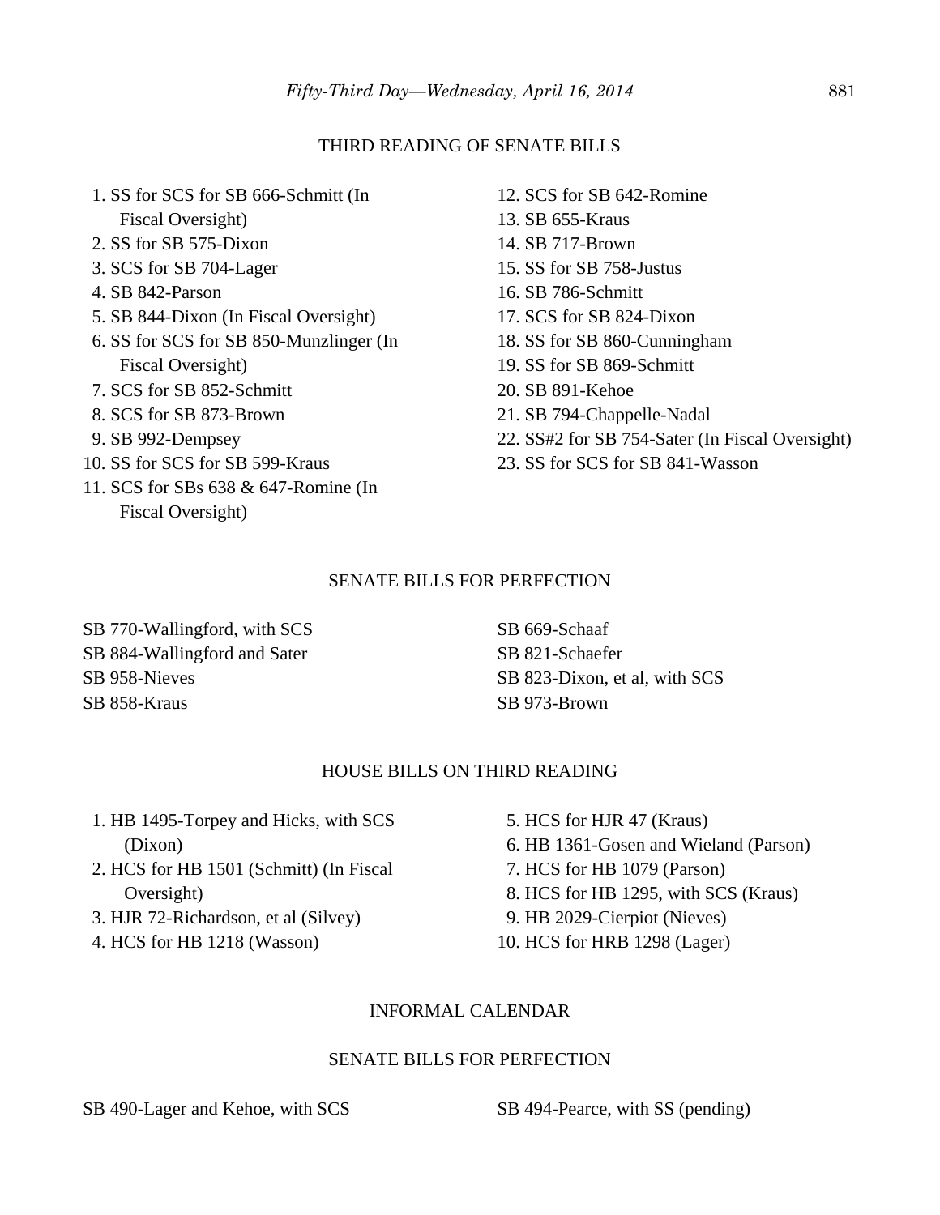## THIRD READING OF SENATE BILLS

1. SS for SCS for SB 666-Schmitt (In Fiscal Oversight)
2. SS for SB 575-Dixon
3. SCS for SB 704-Lager
4. SB 842-Parson
5. SB 844-Dixon (In Fiscal Oversight)
6. SS for SCS for SB 850-Munzlinger (In Fiscal Oversight)
7. SCS for SB 852-Schmitt
8. SCS for SB 873-Brown
9. SB 992-Dempsey
10. SS for SCS for SB 599-Kraus
11. SCS for SBs 638 & 647-Romine (In Fiscal Oversight)
12. SCS for SB 642-Romine
13. SB 655-Kraus
14. SB 717-Brown
15. SS for SB 758-Justus
16. SB 786-Schmitt
17. SCS for SB 824-Dixon
18. SS for SB 860-Cunningham
19. SS for SB 869-Schmitt
20. SB 891-Kehoe
21. SB 794-Chappelle-Nadal
22. SS#2 for SB 754-Sater (In Fiscal Oversight)
23. SS for SCS for SB 841-Wasson

## SENATE BILLS FOR PERFECTION

SB 770-Wallingford, with SCS
SB 884-Wallingford and Sater
SB 958-Nieves
SB 858-Kraus
SB 669-Schaaf
SB 821-Schaefer
SB 823-Dixon, et al, with SCS
SB 973-Brown

## HOUSE BILLS ON THIRD READING

1. HB 1495-Torpey and Hicks, with SCS (Dixon)
2. HCS for HB 1501 (Schmitt) (In Fiscal Oversight)
3. HJR 72-Richardson, et al (Silvey)
4. HCS for HB 1218 (Wasson)
5. HCS for HJR 47 (Kraus)
6. HB 1361-Gosen and Wieland (Parson)
7. HCS for HB 1079 (Parson)
8. HCS for HB 1295, with SCS (Kraus)
9. HB 2029-Cierpiot (Nieves)
10. HCS for HRB 1298 (Lager)

## INFORMAL CALENDAR

## SENATE BILLS FOR PERFECTION

SB 490-Lager and Kehoe, with SCS
SB 494-Pearce, with SS (pending)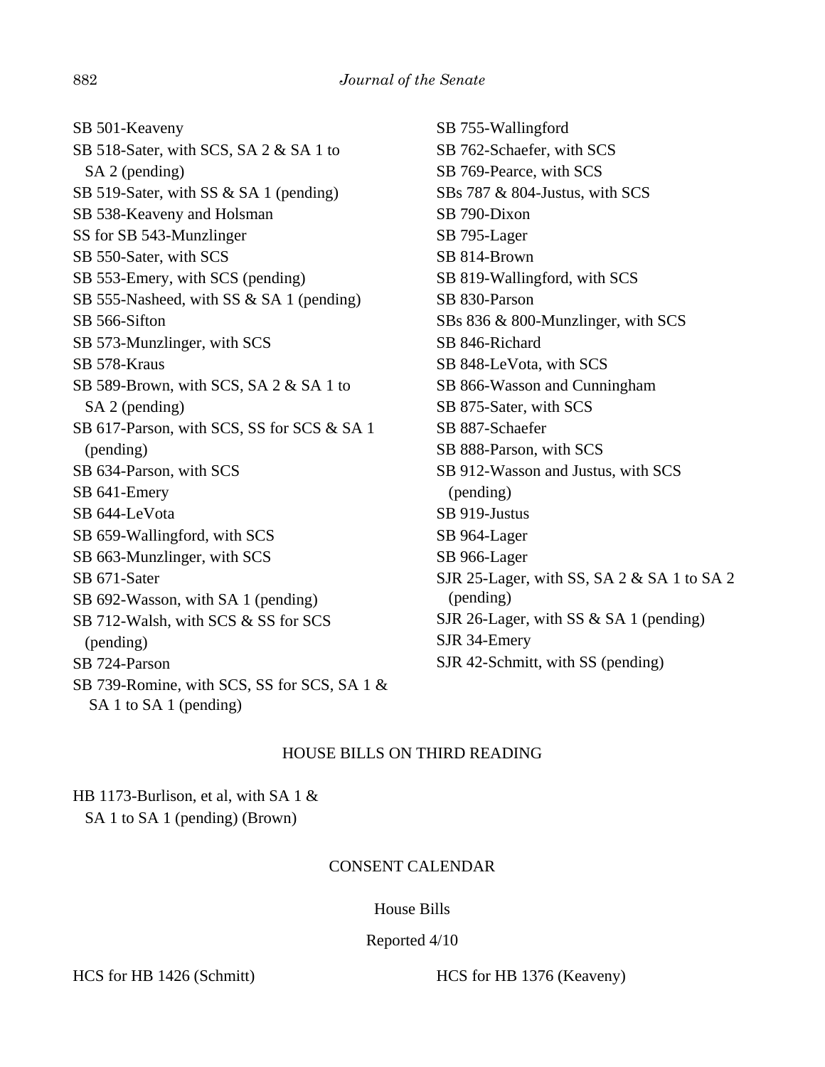SB 501-Keaveny
SB 518-Sater, with SCS, SA 2 & SA 1 to SA 2 (pending)
SB 519-Sater, with SS & SA 1 (pending)
SB 538-Keaveny and Holsman
SS for SB 543-Munzlinger
SB 550-Sater, with SCS
SB 553-Emery, with SCS (pending)
SB 555-Nasheed, with SS & SA 1 (pending)
SB 566-Sifton
SB 573-Munzlinger, with SCS
SB 578-Kraus
SB 589-Brown, with SCS, SA 2 & SA 1 to SA 2 (pending)
SB 617-Parson, with SCS, SS for SCS & SA 1 (pending)
SB 634-Parson, with SCS
SB 641-Emery
SB 644-LeVota
SB 659-Wallingford, with SCS
SB 663-Munzlinger, with SCS
SB 671-Sater
SB 692-Wasson, with SA 1 (pending)
SB 712-Walsh, with SCS & SS for SCS (pending)
SB 724-Parson
SB 739-Romine, with SCS, SS for SCS, SA 1 & SA 1 to SA 1 (pending)
SB 755-Wallingford
SB 762-Schaefer, with SCS
SB 769-Pearce, with SCS
SBs 787 & 804-Justus, with SCS
SB 790-Dixon
SB 795-Lager
SB 814-Brown
SB 819-Wallingford, with SCS
SB 830-Parson
SBs 836 & 800-Munzlinger, with SCS
SB 846-Richard
SB 848-LeVota, with SCS
SB 866-Wasson and Cunningham
SB 875-Sater, with SCS
SB 887-Schaefer
SB 888-Parson, with SCS
SB 912-Wasson and Justus, with SCS (pending)
SB 919-Justus
SB 964-Lager
SB 966-Lager
SJR 25-Lager, with SS, SA 2 & SA 1 to SA 2 (pending)
SJR 26-Lager, with SS & SA 1 (pending)
SJR 34-Emery
SJR 42-Schmitt, with SS (pending)

## HOUSE BILLS ON THIRD READING

HB 1173-Burlison, et al, with SA 1 & SA 1 to SA 1 (pending) (Brown)

## CONSENT CALENDAR

### House Bills

Reported 4/10

HCS for HB 1426 (Schmitt)
HCS for HB 1376 (Keaveny)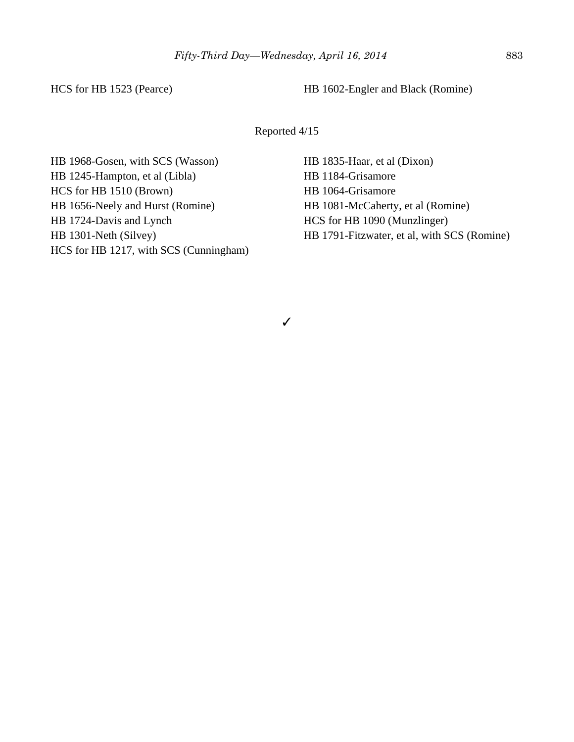HCS for HB 1523 (Pearce)

HB 1602-Engler and Black (Romine)

Reported 4/15

HB 1968-Gosen, with SCS (Wasson)
HB 1245-Hampton, et al (Libla)
HCS for HB 1510 (Brown)
HB 1656-Neely and Hurst (Romine)
HB 1724-Davis and Lynch
HB 1301-Neth (Silvey)
HCS for HB 1217, with SCS (Cunningham)
HB 1835-Haar, et al (Dixon)
HB 1184-Grisamore
HB 1064-Grisamore
HB 1081-McCaherty, et al (Romine)
HCS for HB 1090 (Munzlinger)
HB 1791-Fitzwater, et al, with SCS (Romine)

✓